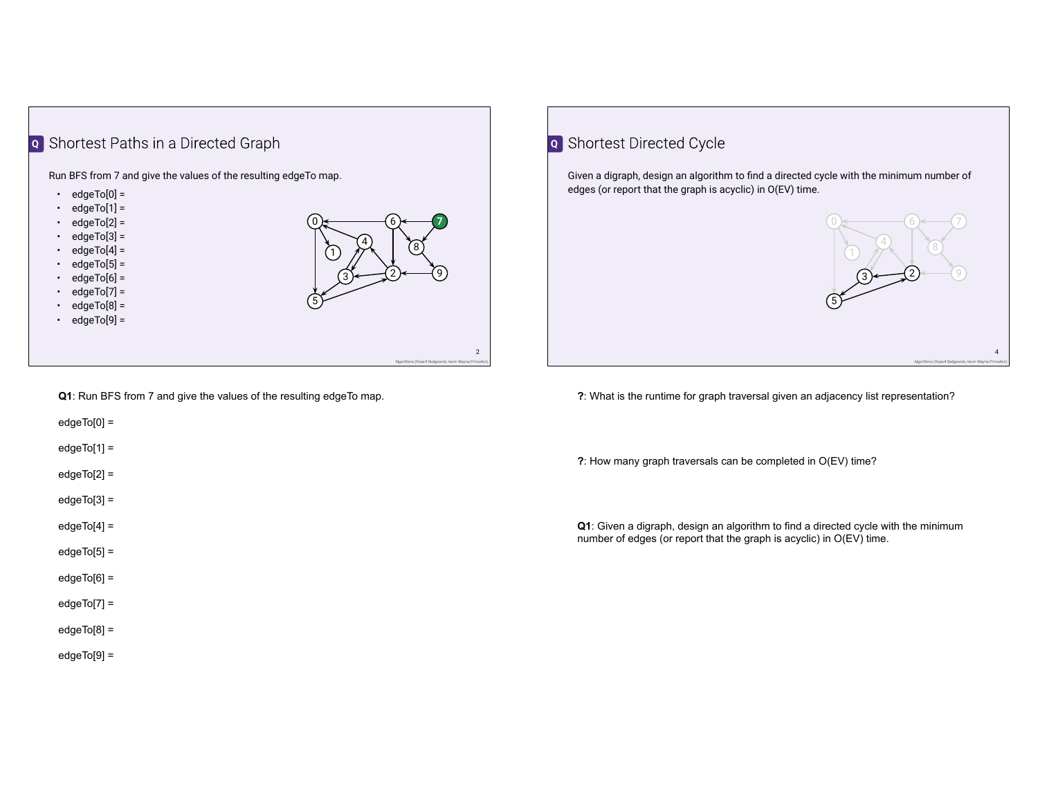## Shortest Paths in a Directed Graph

Run BFS from 7 and give the values of the resulting edgeTo map.

- edgeTo[0] =
- edgeTo[1] =
- edgeTo[2] =
- edgeTo[3] =
- edgeTo[4] =
- edgeTo[5] =
- edgeTo[6] =
- edgeTo[7] =
- edgeTo[8] =
- edgeTo[9] =

## Shortest Directed Cycle

Given a digraph, design an algorithm to find a directed cycle with the minimum number of edges (or report that the graph is acyclic) in O(EV) time.

**Q1**: Run BFS from 7 and give the values of the resulting edgeTo map.

edgeTo[0] =

edgeTo[1] =

edgeTo[2] =

edgeTo[3] =

edgeTo[4] =

edgeTo[5] =

edgeTo[6] =

edgeTo[7] =

edgeTo[8] =

edgeTo[9] =

**?**: What is the runtime for graph traversal given an adjacency list representation?

**?**: How many graph traversals can be completed in O(EV) time?

**Q1**: Given a digraph, design an algorithm to find a directed cycle with the minimum number of edges (or report that the graph is acyclic) in O(EV) time.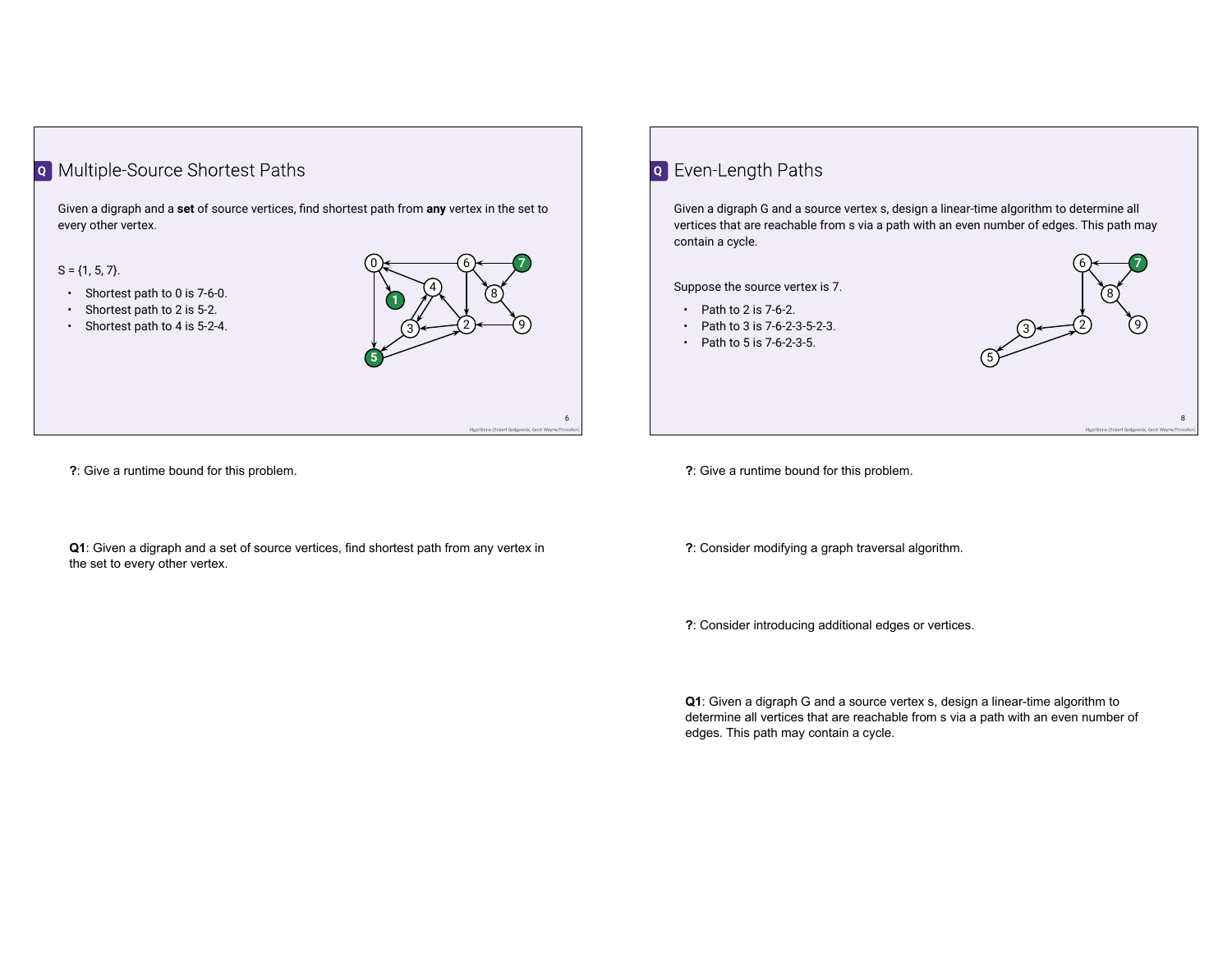## Multiple-Source Shortest Paths

Given a digraph and a **set** of source vertices, find shortest path from **any** vertex in the set to every other vertex.

S = {1, 5, 7}.

- Shortest path to 0 is 7-6-0.
- Shortest path to 2 is 5-2.
- Shortest path to 4 is 5-2-4.

**?**: Give a runtime bound for this problem.

**Q1**: Given a digraph and a set of source vertices, find shortest path from any vertex in the set to every other vertex.

## Even-Length Paths

Given a digraph G and a source vertex s, design a linear-time algorithm to determine all vertices that are reachable from s via a path with an even number of edges. This path may contain a cycle.

Suppose the source vertex is 7.

- Path to 2 is 7-6-2.
- Path to 3 is 7-6-2-3-5-2-3.
- Path to 5 is 7-6-2-3-5.

**?**: Give a runtime bound for this problem.

**?**: Consider modifying a graph traversal algorithm.

**?**: Consider introducing additional edges or vertices.

**Q1**: Given a digraph G and a source vertex s, design a linear-time algorithm to determine all vertices that are reachable from s via a path with an even number of edges. This path may contain a cycle.